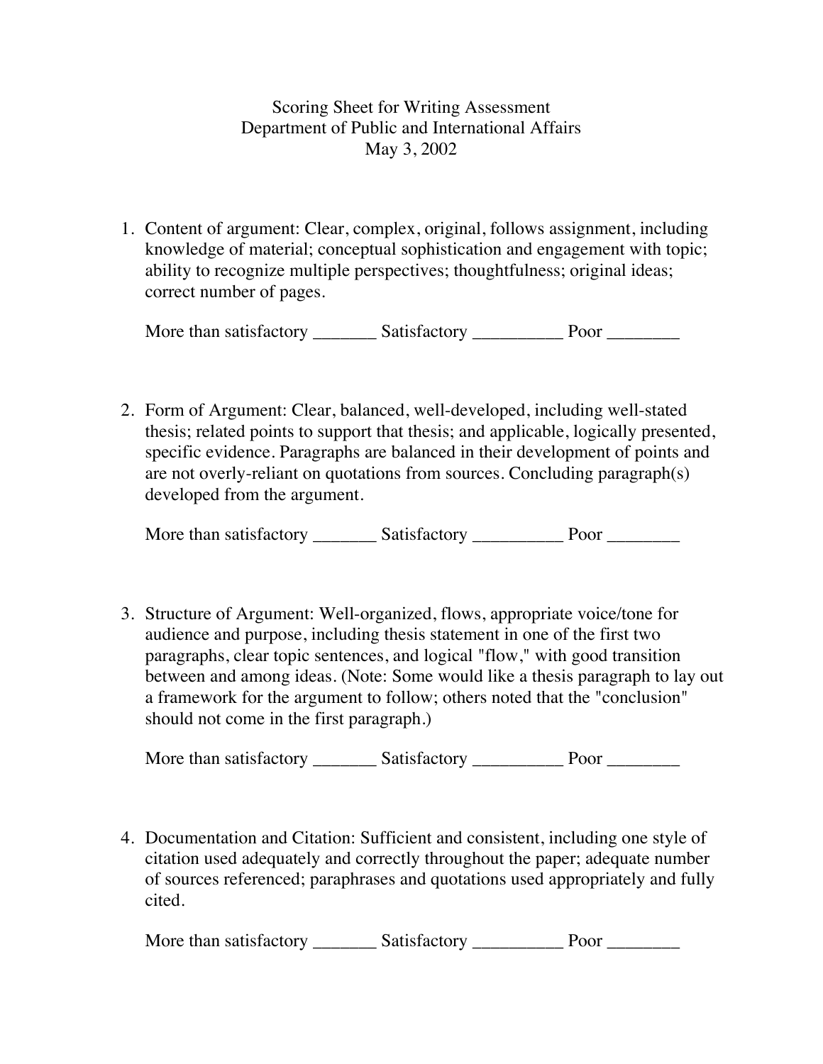# Scoring Sheet for Writing Assessment
## Department of Public and International Affairs
May 3, 2002

1. Content of argument: Clear, complex, original, follows assignment, including knowledge of material; conceptual sophistication and engagement with topic; ability to recognize multiple perspectives; thoughtfulness; original ideas; correct number of pages.

   More than satisfactory _______ Satisfactory __________ Poor ________

2. Form of Argument: Clear, balanced, well-developed, including well-stated thesis; related points to support that thesis; and applicable, logically presented, specific evidence. Paragraphs are balanced in their development of points and are not overly-reliant on quotations from sources. Concluding paragraph(s) developed from the argument.

   More than satisfactory _______ Satisfactory __________ Poor ________

3. Structure of Argument: Well-organized, flows, appropriate voice/tone for audience and purpose, including thesis statement in one of the first two paragraphs, clear topic sentences, and logical "flow," with good transition between and among ideas. (Note: Some would like a thesis paragraph to lay out a framework for the argument to follow; others noted that the "conclusion" should not come in the first paragraph.)

   More than satisfactory _______ Satisfactory __________ Poor ________

4. Documentation and Citation: Sufficient and consistent, including one style of citation used adequately and correctly throughout the paper; adequate number of sources referenced; paraphrases and quotations used appropriately and fully cited.

   More than satisfactory _______ Satisfactory __________ Poor ________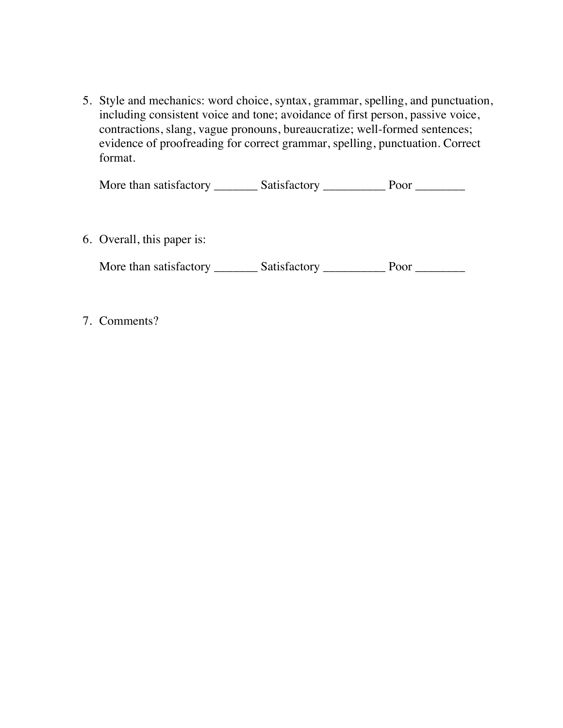5. Style and mechanics: word choice, syntax, grammar, spelling, and punctuation, including consistent voice and tone; avoidance of first person, passive voice, contractions, slang, vague pronouns, bureaucratize; well-formed sentences; evidence of proofreading for correct grammar, spelling, punctuation. Correct format.

   More than satisfactory _______ Satisfactory __________ Poor ________

6. Overall, this paper is:

   More than satisfactory _______ Satisfactory __________ Poor ________

7. Comments?